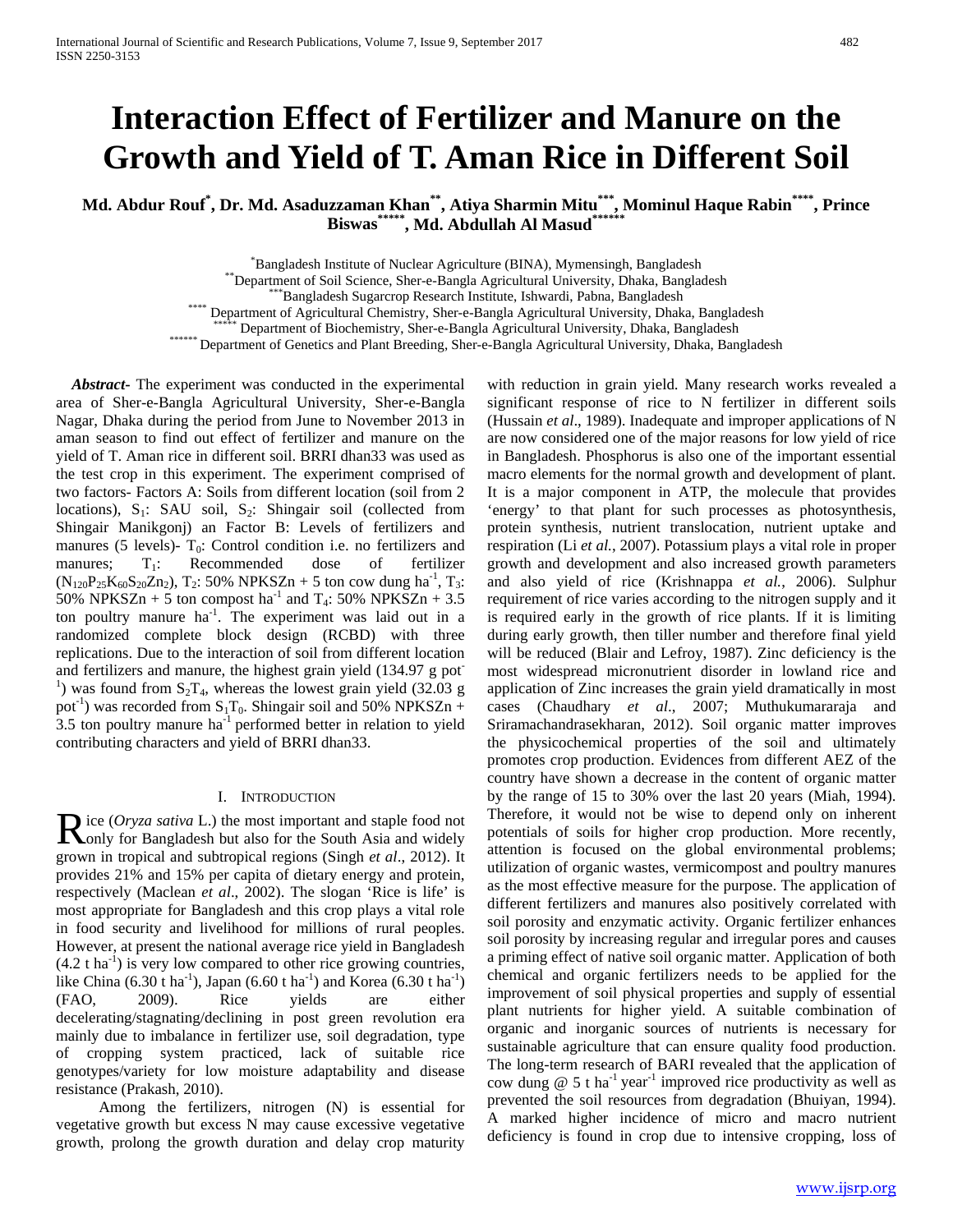# Interaction Effect of Fertilizer and Manure on the Growth and Yield of T. Aman Rice in Different Soil

**Md. Abdur Rouf[*], Dr. Md. Asaduzzaman Khan[**], Atiya Sharmin Mitu[***], Mominul Haque Rabin[****], Prince Biswas[*****], Md. Abdullah Al Masud[******]**

[*] Bangladesh Institute of Nuclear Agriculture (BINA), Mymensingh, Bangladesh
[**] Department of Soil Science, Sher-e-Bangla Agricultural University, Dhaka, Bangladesh
[***] Bangladesh Sugarcrop Research Institute, Ishwardi, Pabna, Bangladesh
[****] Department of Agricultural Chemistry, Sher-e-Bangla Agricultural University, Dhaka, Bangladesh
[*****] Department of Biochemistry, Sher-e-Bangla Agricultural University, Dhaka, Bangladesh
[******] Department of Genetics and Plant Breeding, Sher-e-Bangla Agricultural University, Dhaka, Bangladesh

***Abstract-*** The experiment was conducted in the experimental area of Sher-e-Bangla Agricultural University, Sher-e-Bangla Nagar, Dhaka during the period from June to November 2013 in aman season to find out effect of fertilizer and manure on the yield of T. Aman rice in different soil. BRRI dhan33 was used as the test crop in this experiment. The experiment comprised of two factors- Factors A: Soils from different location (soil from 2 locations), $S_1$: SAU soil, $S_2$: Shingair soil (collected from Shingair Manikgonj) an Factor B: Levels of fertilizers and manures (5 levels)- $T_0$: Control condition i.e. no fertilizers and manures; $T_1$: Recommended dose of fertilizer ($N_{120}P_{25}K_{60}S_{20}Zn_2$), $T_2$: 50% NPKSZn + 5 ton cow dung ha$^{-1}$, $T_3$: 50% NPKSZn + 5 ton compost ha$^{-1}$ and $T_4$: 50% NPKSZn + 3.5 ton poultry manure ha$^{-1}$. The experiment was laid out in a randomized complete block design (RCBD) with three replications. Due to the interaction of soil from different location and fertilizers and manure, the highest grain yield (134.97 g pot$^{-1}$) was found from $S_2T_4$, whereas the lowest grain yield (32.03 g pot$^{-1}$) was recorded from $S_1T_0$. Shingair soil and 50% NPKSZn + 3.5 ton poultry manure ha$^{-1}$ performed better in relation to yield contributing characters and yield of BRRI dhan33.

## I. Introduction

Rice (*Oryza sativa* L.) the most important and staple food not only for Bangladesh but also for the South Asia and widely grown in tropical and subtropical regions (Singh *et al*., 2012). It provides 21% and 15% per capita of dietary energy and protein, respectively (Maclean *et al*., 2002). The slogan 'Rice is life' is most appropriate for Bangladesh and this crop plays a vital role in food security and livelihood for millions of rural peoples. However, at present the national average rice yield in Bangladesh (4.2 t ha$^{-1}$) is very low compared to other rice growing countries, like China (6.30 t ha$^{-1}$), Japan (6.60 t ha$^{-1}$) and Korea (6.30 t ha$^{-1}$) (FAO, 2009). Rice yields are either decelerating/stagnating/declining in post green revolution era mainly due to imbalance in fertilizer use, soil degradation, type of cropping system practiced, lack of suitable rice genotypes/variety for low moisture adaptability and disease resistance (Prakash, 2010).

Among the fertilizers, nitrogen (N) is essential for vegetative growth but excess N may cause excessive vegetative growth, prolong the growth duration and delay crop maturity with reduction in grain yield. Many research works revealed a significant response of rice to N fertilizer in different soils (Hussain *et al*., 1989). Inadequate and improper applications of N are now considered one of the major reasons for low yield of rice in Bangladesh. Phosphorus is also one of the important essential macro elements for the normal growth and development of plant. It is a major component in ATP, the molecule that provides 'energy' to that plant for such processes as photosynthesis, protein synthesis, nutrient translocation, nutrient uptake and respiration (Li *et al.*, 2007). Potassium plays a vital role in proper growth and development and also increased growth parameters and also yield of rice (Krishnappa *et al.*, 2006). Sulphur requirement of rice varies according to the nitrogen supply and it is required early in the growth of rice plants. If it is limiting during early growth, then tiller number and therefore final yield will be reduced (Blair and Lefroy, 1987). Zinc deficiency is the most widespread micronutrient disorder in lowland rice and application of Zinc increases the grain yield dramatically in most cases (Chaudhary *et al*., 2007; Muthukumararaja and Sriramachandrasekharan, 2012). Soil organic matter improves the physicochemical properties of the soil and ultimately promotes crop production. Evidences from different AEZ of the country have shown a decrease in the content of organic matter by the range of 15 to 30% over the last 20 years (Miah, 1994). Therefore, it would not be wise to depend only on inherent potentials of soils for higher crop production. More recently, attention is focused on the global environmental problems; utilization of organic wastes, vermicompost and poultry manures as the most effective measure for the purpose. The application of different fertilizers and manures also positively correlated with soil porosity and enzymatic activity. Organic fertilizer enhances soil porosity by increasing regular and irregular pores and causes a priming effect of native soil organic matter. Application of both chemical and organic fertilizers needs to be applied for the improvement of soil physical properties and supply of essential plant nutrients for higher yield. A suitable combination of organic and inorganic sources of nutrients is necessary for sustainable agriculture that can ensure quality food production. The long-term research of BARI revealed that the application of cow dung @ 5 t ha$^{-1}$ year$^{-1}$ improved rice productivity as well as prevented the soil resources from degradation (Bhuiyan, 1994). A marked higher incidence of micro and macro nutrient deficiency is found in crop due to intensive cropping, loss of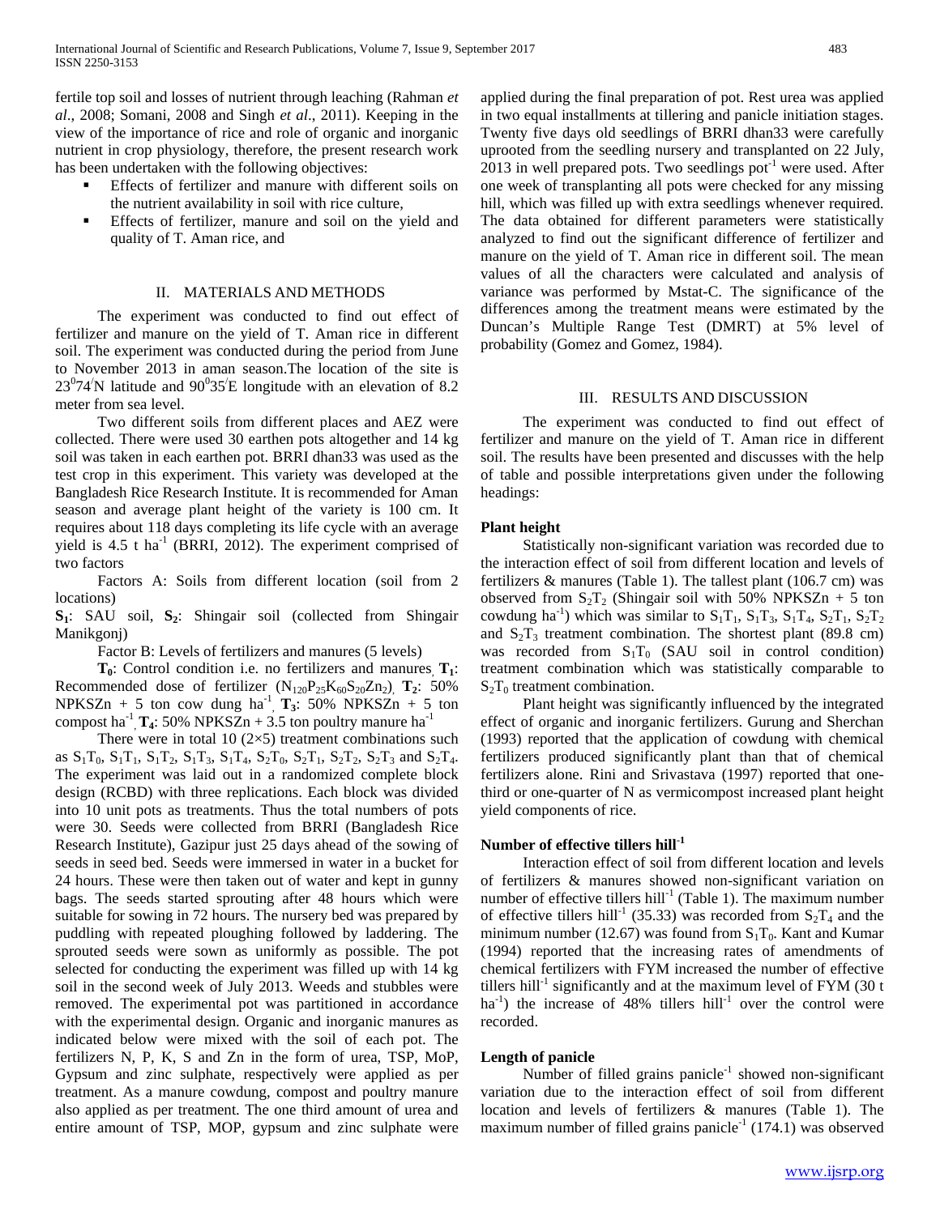fertile top soil and losses of nutrient through leaching (Rahman *et al*., 2008; Somani, 2008 and Singh *et al*., 2011). Keeping in the view of the importance of rice and role of organic and inorganic nutrient in crop physiology, therefore, the present research work has been undertaken with the following objectives:

- Effects of fertilizer and manure with different soils on the nutrient availability in soil with rice culture,
- Effects of fertilizer, manure and soil on the yield and quality of T. Aman rice, and

## II. MATERIALS AND METHODS

The experiment was conducted to find out effect of fertilizer and manure on the yield of T. Aman rice in different soil. The experiment was conducted during the period from June to November 2013 in aman season.The location of the site is $23^0 74^{/}$N latitude and $90^0 35^{/}$E longitude with an elevation of 8.2 meter from sea level.

Two different soils from different places and AEZ were collected. There were used 30 earthen pots altogether and 14 kg soil was taken in each earthen pot. BRRI dhan33 was used as the test crop in this experiment. This variety was developed at the Bangladesh Rice Research Institute. It is recommended for Aman season and average plant height of the variety is 100 cm. It requires about 118 days completing its life cycle with an average yield is 4.5 t ha$^{-1}$ (BRRI, 2012). The experiment comprised of two factors

Factors A: Soils from different location (soil from 2 locations)

**$S_1$**: SAU soil, **$S_2$**: Shingair soil (collected from Shingair Manikgonj)

Factor B: Levels of fertilizers and manures (5 levels)

**$T_0$**: Control condition i.e. no fertilizers and manures, **$T_1$**: Recommended dose of fertilizer ($N_{120}P_{25}K_{60}S_{20}Zn_2$), **$T_2$**: 50% NPKSZn + 5 ton cow dung ha$^{-1}$, **$T_3$**: 50% NPKSZn + 5 ton compost ha$^{-1}$, **$T_4$**: 50% NPKSZn + 3.5 ton poultry manure ha$^{-1}$

There were in total 10 (2×5) treatment combinations such as $S_1T_0$, $S_1T_1$, $S_1T_2$, $S_1T_3$, $S_1T_4$, $S_2T_0$, $S_2T_1$, $S_2T_2$, $S_2T_3$ and $S_2T_4$. The experiment was laid out in a randomized complete block design (RCBD) with three replications. Each block was divided into 10 unit pots as treatments. Thus the total numbers of pots were 30. Seeds were collected from BRRI (Bangladesh Rice Research Institute), Gazipur just 25 days ahead of the sowing of seeds in seed bed. Seeds were immersed in water in a bucket for 24 hours. These were then taken out of water and kept in gunny bags. The seeds started sprouting after 48 hours which were suitable for sowing in 72 hours. The nursery bed was prepared by puddling with repeated ploughing followed by laddering. The sprouted seeds were sown as uniformly as possible. The pot selected for conducting the experiment was filled up with 14 kg soil in the second week of July 2013. Weeds and stubbles were removed. The experimental pot was partitioned in accordance with the experimental design. Organic and inorganic manures as indicated below were mixed with the soil of each pot. The fertilizers N, P, K, S and Zn in the form of urea, TSP, MoP, Gypsum and zinc sulphate, respectively were applied as per treatment. As a manure cowdung, compost and poultry manure also applied as per treatment. The one third amount of urea and entire amount of TSP, MOP, gypsum and zinc sulphate were applied during the final preparation of pot. Rest urea was applied in two equal installments at tillering and panicle initiation stages. Twenty five days old seedlings of BRRI dhan33 were carefully uprooted from the seedling nursery and transplanted on 22 July, 2013 in well prepared pots. Two seedlings pot$^{-1}$ were used. After one week of transplanting all pots were checked for any missing hill, which was filled up with extra seedlings whenever required. The data obtained for different parameters were statistically analyzed to find out the significant difference of fertilizer and manure on the yield of T. Aman rice in different soil. The mean values of all the characters were calculated and analysis of variance was performed by Mstat-C. The significance of the differences among the treatment means were estimated by the Duncan's Multiple Range Test (DMRT) at 5% level of probability (Gomez and Gomez, 1984).

## III. RESULTS AND DISCUSSION

The experiment was conducted to find out effect of fertilizer and manure on the yield of T. Aman rice in different soil. The results have been presented and discusses with the help of table and possible interpretations given under the following headings:

### Plant height

Statistically non-significant variation was recorded due to the interaction effect of soil from different location and levels of fertilizers & manures (Table 1). The tallest plant (106.7 cm) was observed from $S_2T_2$ (Shingair soil with 50% NPKSZn + 5 ton cowdung ha$^{-1}$) which was similar to $S_1T_1$, $S_1T_3$, $S_1T_4$, $S_2T_1$, $S_2T_2$ and $S_2T_3$ treatment combination. The shortest plant (89.8 cm) was recorded from $S_1T_0$ (SAU soil in control condition) treatment combination which was statistically comparable to $S_2T_0$ treatment combination.

Plant height was significantly influenced by the integrated effect of organic and inorganic fertilizers. Gurung and Sherchan (1993) reported that the application of cowdung with chemical fertilizers produced significantly plant than that of chemical fertilizers alone. Rini and Srivastava (1997) reported that one-third or one-quarter of N as vermicompost increased plant height yield components of rice.

### Number of effective tillers hill$^{-1}$

Interaction effect of soil from different location and levels of fertilizers & manures showed non-significant variation on number of effective tillers hill$^{-1}$ (Table 1). The maximum number of effective tillers hill$^{-1}$ (35.33) was recorded from $S_2T_4$ and the minimum number (12.67) was found from $S_1T_0$. Kant and Kumar (1994) reported that the increasing rates of amendments of chemical fertilizers with FYM increased the number of effective tillers hill$^{-1}$ significantly and at the maximum level of FYM (30 t ha$^{-1}$) the increase of 48% tillers hill$^{-1}$ over the control were recorded.

### Length of panicle

Number of filled grains panicle$^{-1}$ showed non-significant variation due to the interaction effect of soil from different location and levels of fertilizers & manures (Table 1). The maximum number of filled grains panicle$^{-1}$ (174.1) was observed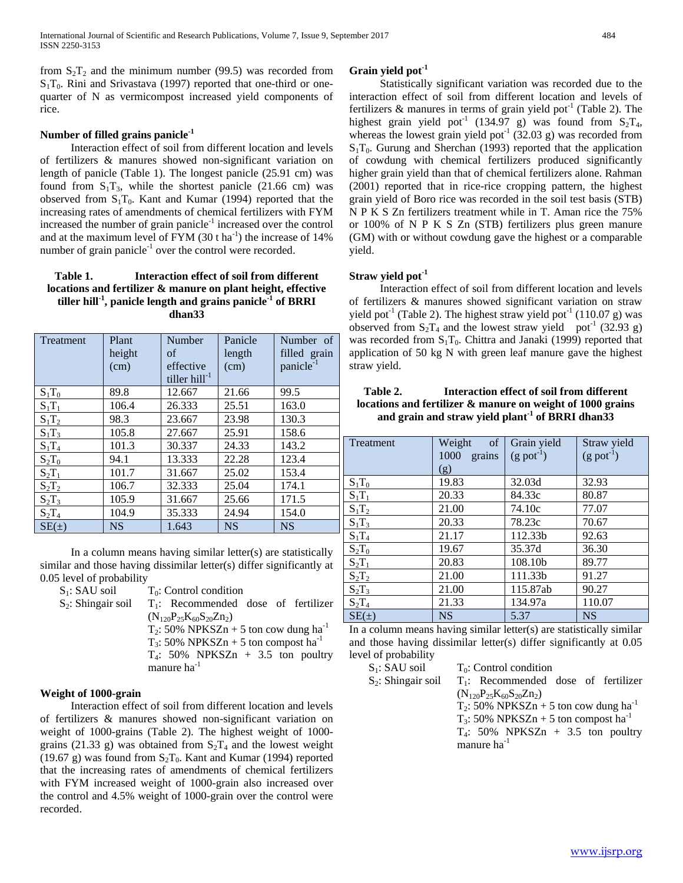from $S_2T_2$ and the minimum number (99.5) was recorded from $S_1T_0$. Rini and Srivastava (1997) reported that one-third or one-quarter of N as vermicompost increased yield components of rice.

### Number of filled grains panicle$^{-1}$

Interaction effect of soil from different location and levels of fertilizers & manures showed non-significant variation on length of panicle (Table 1). The longest panicle (25.91 cm) was found from $S_1T_3$, while the shortest panicle (21.66 cm) was observed from $S_1T_0$. Kant and Kumar (1994) reported that the increasing rates of amendments of chemical fertilizers with FYM increased the number of grain panicle$^{-1}$ increased over the control and at the maximum level of FYM (30 t ha$^{-1}$) the increase of 14% number of grain panicle$^{-1}$ over the control were recorded.

**Table 1. Interaction effect of soil from different locations and fertilizer & manure on plant height, effective tiller hill$^{-1}$, panicle length and grains panicle$^{-1}$ of BRRI dhan33**

| Treatment | Plant height (cm) | Number of effective tiller hill$^{-1}$ | Panicle length (cm) | Number of filled grain panicle$^{-1}$ |
|---|---|---|---|---|
| $S_1T_0$ | 89.8 | 12.667 | 21.66 | 99.5 |
| $S_1T_1$ | 106.4 | 26.333 | 25.51 | 163.0 |
| $S_1T_2$ | 98.3 | 23.667 | 23.98 | 130.3 |
| $S_1T_3$ | 105.8 | 27.667 | 25.91 | 158.6 |
| $S_1T_4$ | 101.3 | 30.337 | 24.33 | 143.2 |
| $S_2T_0$ | 94.1 | 13.333 | 22.28 | 123.4 |
| $S_2T_1$ | 101.7 | 31.667 | 25.02 | 153.4 |
| $S_2T_2$ | 106.7 | 32.333 | 25.04 | 174.1 |
| $S_2T_3$ | 105.9 | 31.667 | 25.66 | 171.5 |
| $S_2T_4$ | 104.9 | 35.333 | 24.94 | 154.0 |
| SE(±) | NS | 1.643 | NS | NS |

In a column means having similar letter(s) are statistically similar and those having dissimilar letter(s) differ significantly at 0.05 level of probability

$S_1$: SAU soil  
$S_2$: Shingair soil  
$T_0$: Control condition  
$T_1$: Recommended dose of fertilizer ($N_{120}P_{25}K_{60}S_{20}Zn_2$)  
$T_2$: 50% NPKSZn + 5 ton cow dung ha$^{-1}$  
$T_3$: 50% NPKSZn + 5 ton compost ha$^{-1}$  
$T_4$: 50% NPKSZn + 3.5 ton poultry manure ha$^{-1}$

### Weight of 1000-grain

Interaction effect of soil from different location and levels of fertilizers & manures showed non-significant variation on weight of 1000-grains (Table 2). The highest weight of 1000-grains (21.33 g) was obtained from $S_2T_4$ and the lowest weight (19.67 g) was found from $S_2T_0$. Kant and Kumar (1994) reported that the increasing rates of amendments of chemical fertilizers with FYM increased weight of 1000-grain also increased over the control and 4.5% weight of 1000-grain over the control were recorded.

### Grain yield pot$^{-1}$

Statistically significant variation was recorded due to the interaction effect of soil from different location and levels of fertilizers & manures in terms of grain yield pot$^{-1}$ (Table 2). The highest grain yield pot$^{-1}$ (134.97 g) was found from $S_2T_4$, whereas the lowest grain yield pot$^{-1}$ (32.03 g) was recorded from $S_1T_0$. Gurung and Sherchan (1993) reported that the application of cowdung with chemical fertilizers produced significantly higher grain yield than that of chemical fertilizers alone. Rahman (2001) reported that in rice-rice cropping pattern, the highest grain yield of Boro rice was recorded in the soil test basis (STB) N P K S Zn fertilizers treatment while in T. Aman rice the 75% or 100% of N P K S Zn (STB) fertilizers plus green manure (GM) with or without cowdung gave the highest or a comparable yield.

### Straw yield pot$^{-1}$

Interaction effect of soil from different location and levels of fertilizers & manures showed significant variation on straw yield pot$^{-1}$ (Table 2). The highest straw yield pot$^{-1}$ (110.07 g) was observed from $S_2T_4$ and the lowest straw yield pot$^{-1}$ (32.93 g) was recorded from $S_1T_0$. Chittra and Janaki (1999) reported that application of 50 kg N with green leaf manure gave the highest straw yield.

**Table 2. Interaction effect of soil from different locations and fertilizer & manure on weight of 1000 grains and grain and straw yield plant$^{-1}$ of BRRI dhan33**

| Treatment | Weight of 1000 grains (g) | Grain yield (g pot$^{-1}$) | Straw yield (g pot$^{-1}$) |
|---|---|---|---|
| $S_1T_0$ | 19.83 | 32.03d | 32.93 |
| $S_1T_1$ | 20.33 | 84.33c | 80.87 |
| $S_1T_2$ | 21.00 | 74.10c | 77.07 |
| $S_1T_3$ | 20.33 | 78.23c | 70.67 |
| $S_1T_4$ | 21.17 | 112.33b | 92.63 |
| $S_2T_0$ | 19.67 | 35.37d | 36.30 |
| $S_2T_1$ | 20.83 | 108.10b | 89.77 |
| $S_2T_2$ | 21.00 | 111.33b | 91.27 |
| $S_2T_3$ | 21.00 | 115.87ab | 90.27 |
| $S_2T_4$ | 21.33 | 134.97a | 110.07 |
| SE(±) | NS | 5.37 | NS |

In a column means having similar letter(s) are statistically similar and those having dissimilar letter(s) differ significantly at 0.05 level of probability

$S_1$: SAU soil  
$S_2$: Shingair soil  
$T_0$: Control condition  
$T_1$: Recommended dose of fertilizer ($N_{120}P_{25}K_{60}S_{20}Zn_2$)  
$T_2$: 50% NPKSZn + 5 ton cow dung ha$^{-1}$  
$T_3$: 50% NPKSZn + 5 ton compost ha$^{-1}$  
$T_4$: 50% NPKSZn + 3.5 ton poultry manure ha$^{-1}$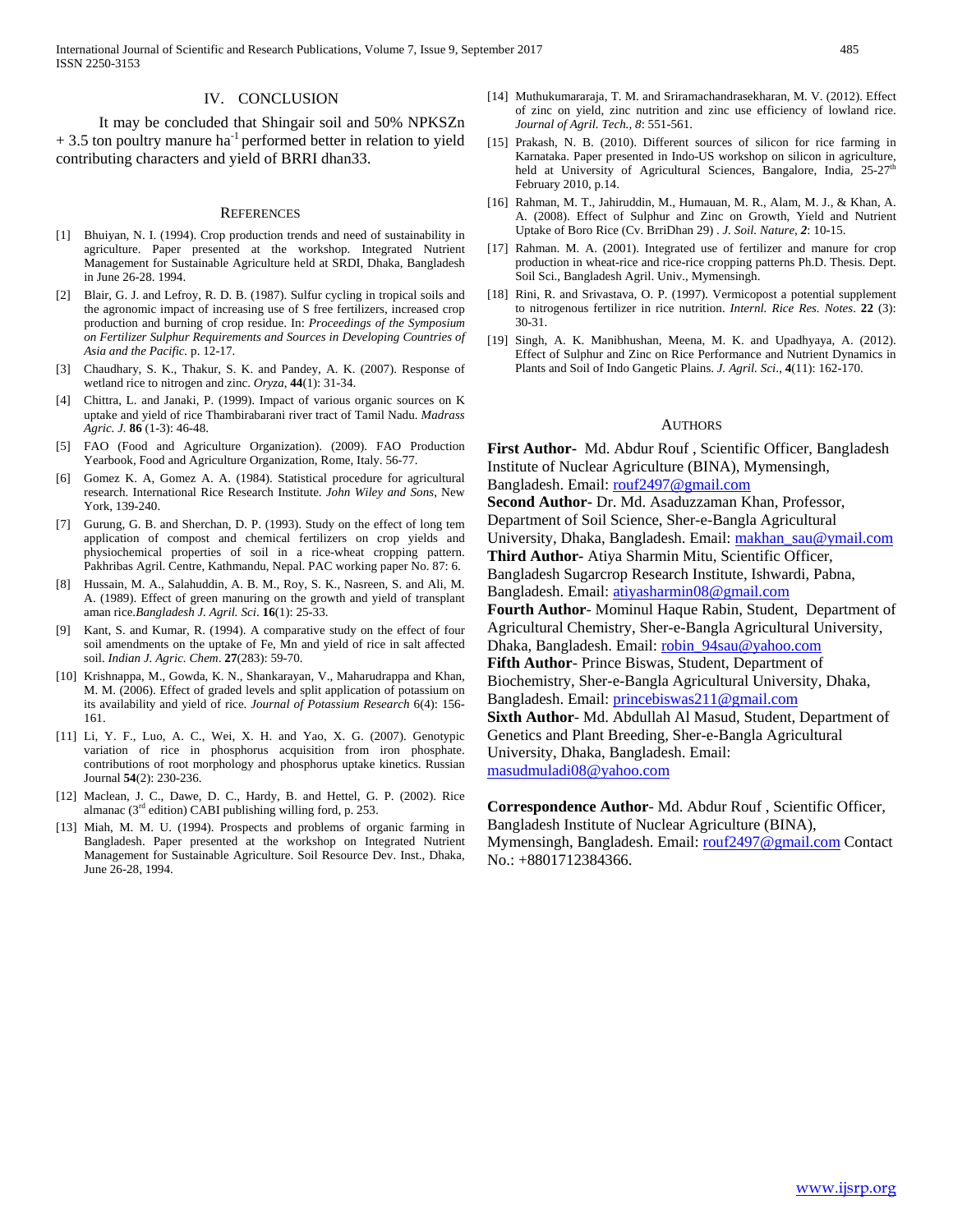## IV. CONCLUSION

It may be concluded that Shingair soil and 50% NPKSZn + 3.5 ton poultry manure $ha^{-1}$ performed better in relation to yield contributing characters and yield of BRRI dhan33.

## REFERENCES

[1] Bhuiyan, N. I. (1994). Crop production trends and need of sustainability in agriculture. Paper presented at the workshop. Integrated Nutrient Management for Sustainable Agriculture held at SRDI, Dhaka, Bangladesh in June 26-28. 1994.

[2] Blair, G. J. and Lefroy, R. D. B. (1987). Sulfur cycling in tropical soils and the agronomic impact of increasing use of S free fertilizers, increased crop production and burning of crop residue. In: *Proceedings of the Symposium on Fertilizer Sulphur Requirements and Sources in Developing Countries of Asia and the Pacific.* p. 12-17.

[3] Chaudhary, S. K., Thakur, S. K. and Pandey, A. K. (2007). Response of wetland rice to nitrogen and zinc. *Oryza*, **44**(1): 31-34.

[4] Chittra, L. and Janaki, P. (1999). Impact of various organic sources on K uptake and yield of rice Thambirabarani river tract of Tamil Nadu. *Madrass Agric. J.* **86** (1-3): 46-48.

[5] FAO (Food and Agriculture Organization). (2009). FAO Production Yearbook, Food and Agriculture Organization, Rome, Italy. 56-77.

[6] Gomez K. A, Gomez A. A. (1984). Statistical procedure for agricultural research. International Rice Research Institute. *John Wiley and Sons*, New York, 139-240.

[7] Gurung, G. B. and Sherchan, D. P. (1993). Study on the effect of long tem application of compost and chemical fertilizers on crop yields and physiochemical properties of soil in a rice-wheat cropping pattern. Pakhribas Agril. Centre, Kathmandu, Nepal. PAC working paper No. 87: 6.

[8] Hussain, M. A., Salahuddin, A. B. M., Roy, S. K., Nasreen, S. and Ali, M. A. (1989). Effect of green manuring on the growth and yield of transplant aman rice.*Bangladesh J. Agril. Sci*. **16**(1): 25-33.

[9] Kant, S. and Kumar, R. (1994). A comparative study on the effect of four soil amendments on the uptake of Fe, Mn and yield of rice in salt affected soil. *Indian J. Agric. Chem*. **27**(283): 59-70.

[10] Krishnappa, M., Gowda, K. N., Shankarayan, V., Maharudrappa and Khan, M. M. (2006). Effect of graded levels and split application of potassium on its availability and yield of rice. *Journal of Potassium Research* 6(4): 156-161.

[11] Li, Y. F., Luo, A. C., Wei, X. H. and Yao, X. G. (2007). Genotypic variation of rice in phosphorus acquisition from iron phosphate. contributions of root morphology and phosphorus uptake kinetics. Russian Journal **54**(2): 230-236.

[12] Maclean, J. C., Dawe, D. C., Hardy, B. and Hettel, G. P. (2002). Rice almanac (3rd edition) CABI publishing willing ford, p. 253.

[13] Miah, M. M. U. (1994). Prospects and problems of organic farming in Bangladesh. Paper presented at the workshop on Integrated Nutrient Management for Sustainable Agriculture. Soil Resource Dev. Inst., Dhaka, June 26-28, 1994.

[14] Muthukumararaja, T. M. and Sriramachandrasekharan, M. V. (2012). Effect of zinc on yield, zinc nutrition and zinc use efficiency of lowland rice. *Journal of Agril. Tech., 8*: 551-561.

[15] Prakash, N. B. (2010). Different sources of silicon for rice farming in Karnataka. Paper presented in Indo-US workshop on silicon in agriculture, held at University of Agricultural Sciences, Bangalore, India, 25-27th February 2010, p.14.

[16] Rahman, M. T., Jahiruddin, M., Humauan, M. R., Alam, M. J., & Khan, A. A. (2008). Effect of Sulphur and Zinc on Growth, Yield and Nutrient Uptake of Boro Rice (Cv. BrriDhan 29) . *J. Soil. Nature, 2*: 10-15.

[17] Rahman. M. A. (2001). Integrated use of fertilizer and manure for crop production in wheat-rice and rice-rice cropping patterns Ph.D. Thesis. Dept. Soil Sci., Bangladesh Agril. Univ., Mymensingh.

[18] Rini, R. and Srivastava, O. P. (1997). Vermicopost a potential supplement to nitrogenous fertilizer in rice nutrition. *Led. Internl. Rice Res. Notes*. **22** (3): 30-31.

[19] Singh, A. K. Manibhushan, Meena, M. K. and Upadhyaya, A. (2012). Effect of Sulphur and Zinc on Rice Performance and Nutrient Dynamics in Plants and Soil of Indo Gangetic Plains. *J. Agril. Sci*., **4**(11): 162-170.

## AUTHORS

**First Author**- Md. Abdur Rouf , Scientific Officer, Bangladesh Institute of Nuclear Agriculture (BINA), Mymensingh, Bangladesh. Email: rouf2497@gmail.com

**Second Author**- Dr. Md. Asaduzzaman Khan, Professor, Department of Soil Science, Sher-e-Bangla Agricultural University, Dhaka, Bangladesh. Email: makhan_sau@ymail.com

**Third Author**- Atiya Sharmin Mitu, Scientific Officer, Bangladesh Sugarcrop Research Institute, Ishwardi, Pabna, Bangladesh. Email: atiyasharmin08@gmail.com

**Fourth Author**- Mominul Haque Rabin, Student, Department of Agricultural Chemistry, Sher-e-Bangla Agricultural University, Dhaka, Bangladesh. Email: robin_94sau@yahoo.com

**Fifth Author**- Prince Biswas, Student, Department of Biochemistry, Sher-e-Bangla Agricultural University, Dhaka, Bangladesh. Email: princebiswas211@gmail.com

**Sixth Author**- Md. Abdullah Al Masud, Student, Department of Genetics and Plant Breeding, Sher-e-Bangla Agricultural University, Dhaka, Bangladesh. Email: masudmuladi08@yahoo.com

**Correspondence Author**- Md. Abdur Rouf , Scientific Officer, Bangladesh Institute of Nuclear Agriculture (BINA), Mymensingh, Bangladesh. Email: rouf2497@gmail.com Contact No.: +8801712384366.